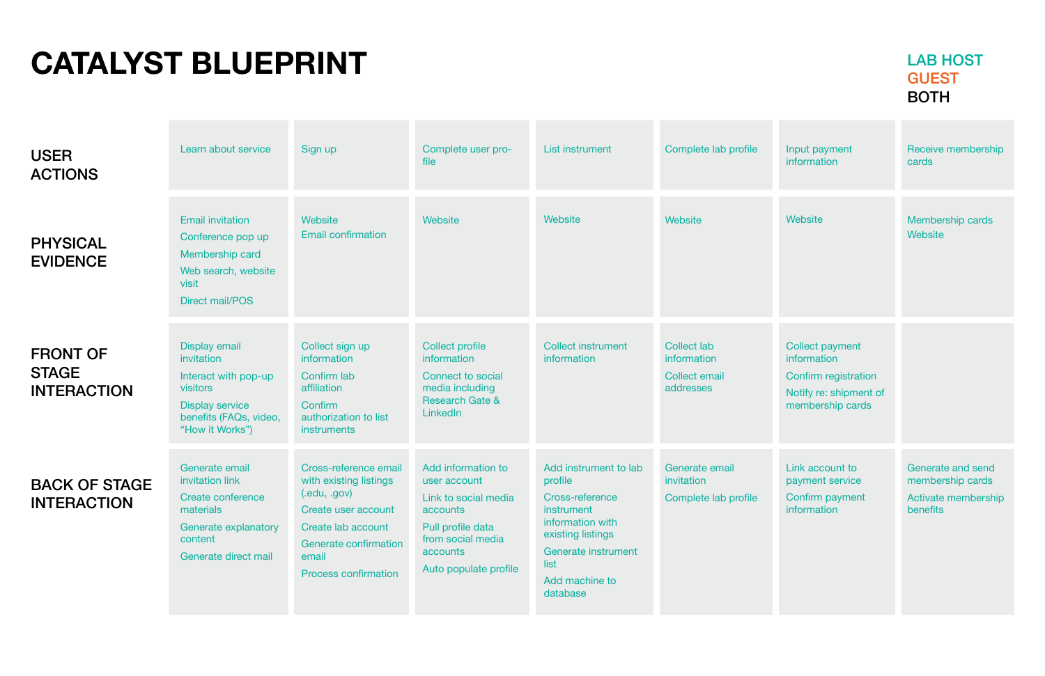# CATALYST BLUEPRINT

LAB HOST
GUEST
BOTH

| | | | | | | | |
|---|---|---|---|---|---|---|---|
| **USER ACTIONS** | Learn about service | Sign up | Complete user profile | List instrument | Complete lab profile | Input payment information | Receive membership cards |
| **PHYSICAL EVIDENCE** | Email invitation<br>Conference pop up<br>Membership card<br>Web search, website visit<br>Direct mail/POS | Website<br>Email confirmation | Website | Website | Website | Website | Membership cards<br>Website |
| **FRONT OF STAGE INTERACTION** | Display email invitation<br>Interact with pop-up visitors<br>Display service benefits (FAQs, video, "How it Works") | Collect sign up information<br>Confirm lab affiliation<br>Confirm authorization to list instruments | Collect profile information<br>Connect to social media including Research Gate & LinkedIn | Collect instrument information | Collect lab information<br>Collect email addresses | Collect payment information<br>Confirm registration<br>Notify re: shipment of membership cards | |
| **BACK OF STAGE INTERACTION** | Generate email invitation link<br>Create conference materials<br>Generate explanatory content<br>Generate direct mail | Cross-reference email with existing listings (.edu, .gov)<br>Create user account<br>Create lab account<br>Generate confirmation email<br>Process confirmation | Add information to user account<br>Link to social media accounts<br>Pull profile data from social media accounts<br>Auto populate profile | Add instrument to lab profile<br>Cross-reference instrument information with existing listings<br>Generate instrument list<br>Add machine to database | Generate email invitation<br>Complete lab profile | Link account to payment service<br>Confirm payment information | Generate and send membership cards<br>Activate membership benefits |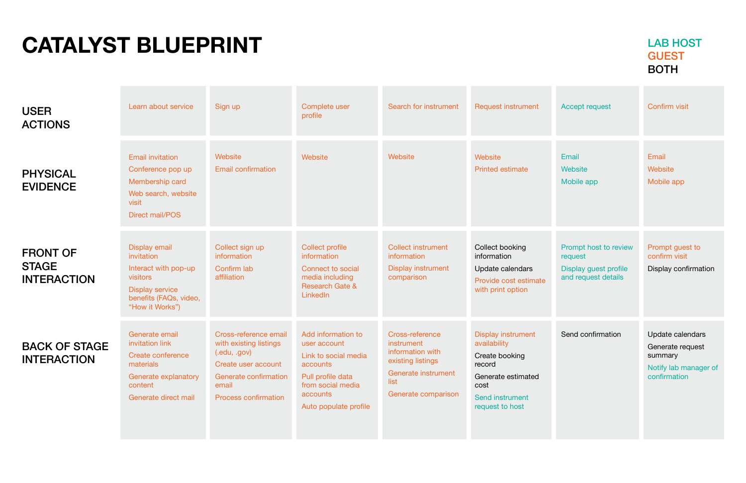# CATALYST BLUEPRINT

LAB HOST
GUEST
BOTH

| | | | | | | | |
|---|---|---|---|---|---|---|---|
| **USER ACTIONS** | Learn about service | Sign up | Complete user profile | Search for instrument | Request instrument | Accept request | Confirm visit |
| **PHYSICAL EVIDENCE** | Email invitation<br>Conference pop up<br>Membership card<br>Web search, website visit<br>Direct mail/POS | Website<br>Email confirmation | Website | Website | Website<br>Printed estimate | Email<br>Website<br>Mobile app | Email<br>Website<br>Mobile app |
| **FRONT OF STAGE INTERACTION** | Display email invitation<br>Interact with pop-up visitors<br>Display service benefits (FAQs, video, "How it Works") | Collect sign up information<br>Confirm lab affiliation | Collect profile information<br>Connect to social media including Research Gate & LinkedIn | Collect instrument information<br>Display instrument comparison | Collect booking information<br>Update calendars<br>Provide cost estimate with print option | Prompt host to review request<br>Display guest profile and request details | Prompt guest to confirm visit<br>Display confirmation |
| **BACK OF STAGE INTERACTION** | Generate email invitation link<br>Create conference materials<br>Generate explanatory content<br>Generate direct mail | Cross-reference email with existing listings (.edu, .gov)<br>Create user account<br>Generate confirmation email<br>Process confirmation | Add information to user account<br>Link to social media accounts<br>Pull profile data from social media accounts<br>Auto populate profile | Cross-reference instrument information with existing listings<br>Generate instrument list<br>Generate comparison | Display instrument availability<br>Create booking record<br>Generate estimated cost<br>Send instrument request to host | Send confirmation | Update calendars<br>Generate request summary<br>Notify lab manager of confirmation |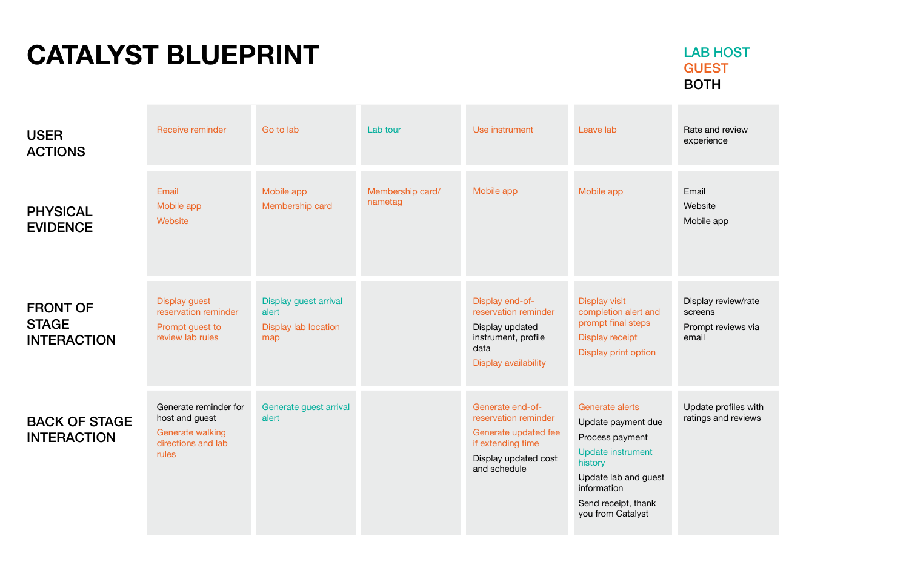# CATALYST BLUEPRINT

LAB HOST
GUEST
BOTH

| | | | | | | |
|---|---|---|---|---|---|---|
| **USER ACTIONS** | Receive reminder | Go to lab | Lab tour | Use instrument | Leave lab | Rate and review experience |
| **PHYSICAL EVIDENCE** | Email<br>Mobile app<br>Website | Mobile app<br>Membership card | Membership card/ nametag | Mobile app | Mobile app | Email<br>Website<br>Mobile app |
| **FRONT OF STAGE INTERACTION** | Display guest reservation reminder<br>Prompt guest to review lab rules | Display guest arrival alert<br>Display lab location map | | Display end-of-reservation reminder<br>Display updated instrument, profile data<br>Display availability | Display visit completion alert and prompt final steps<br>Display receipt<br>Display print option | Display review/rate screens<br>Prompt reviews via email |
| **BACK OF STAGE INTERACTION** | Generate reminder for host and guest<br>Generate walking directions and lab rules | Generate guest arrival alert | | Generate end-of-reservation reminder<br>Generate updated fee if extending time<br>Display updated cost and schedule | Generate alerts<br>Update payment due<br>Process payment<br>Update instrument history<br>Update lab and guest information<br>Send receipt, thank you from Catalyst | Update profiles with ratings and reviews |